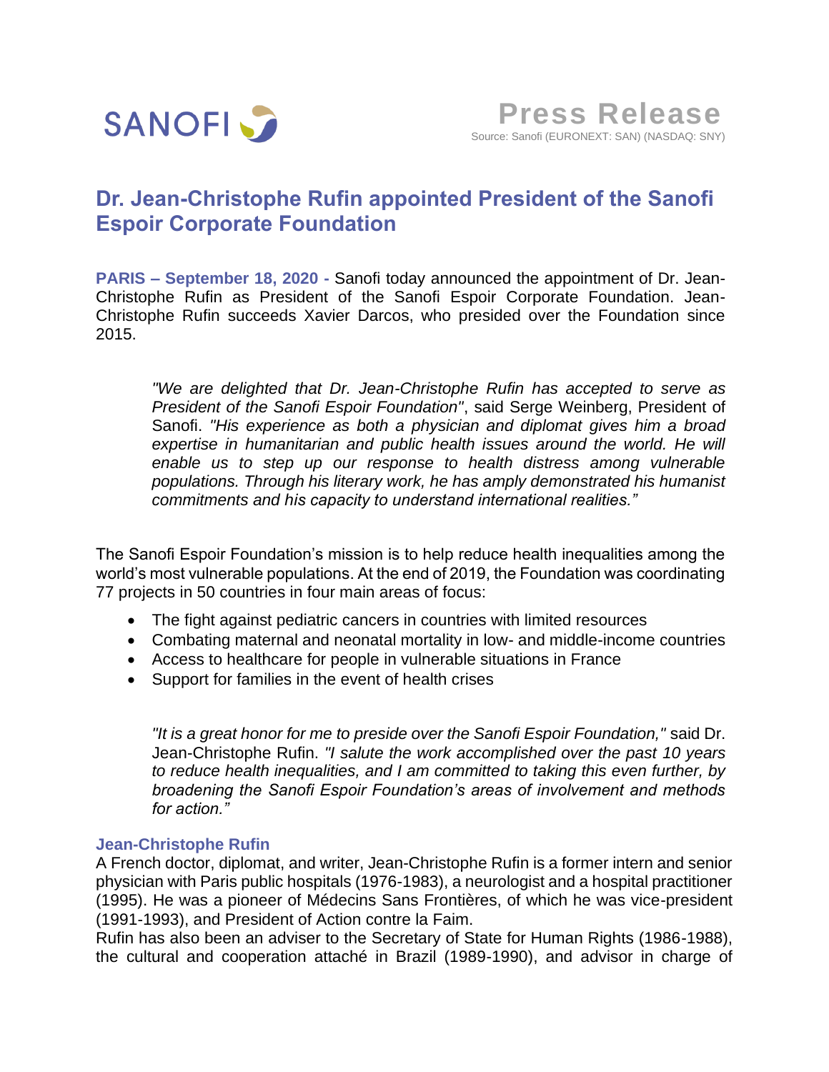SANOFI

**Press Release**
Source: Sanofi (EURONEXT: SAN) (NASDAQ: SNY)

# Dr. Jean-Christophe Rufin appointed President of the Sanofi Espoir Corporate Foundation

**PARIS – September 18, 2020 -** Sanofi today announced the appointment of Dr. Jean-Christophe Rufin as President of the Sanofi Espoir Corporate Foundation. Jean-Christophe Rufin succeeds Xavier Darcos, who presided over the Foundation since 2015.

> *"We are delighted that Dr. Jean-Christophe Rufin has accepted to serve as President of the Sanofi Espoir Foundation"*, said Serge Weinberg, President of Sanofi. *"His experience as both a physician and diplomat gives him a broad expertise in humanitarian and public health issues around the world. He will enable us to step up our response to health distress among vulnerable populations. Through his literary work, he has amply demonstrated his humanist commitments and his capacity to understand international realities."*

The Sanofi Espoir Foundation's mission is to help reduce health inequalities among the world's most vulnerable populations. At the end of 2019, the Foundation was coordinating 77 projects in 50 countries in four main areas of focus:

- The fight against pediatric cancers in countries with limited resources
- Combating maternal and neonatal mortality in low- and middle-income countries
- Access to healthcare for people in vulnerable situations in France
- Support for families in the event of health crises

> *"It is a great honor for me to preside over the Sanofi Espoir Foundation,"* said Dr. Jean-Christophe Rufin. *"I salute the work accomplished over the past 10 years to reduce health inequalities, and I am committed to taking this even further, by broadening the Sanofi Espoir Foundation's areas of involvement and methods for action."*

### Jean-Christophe Rufin

A French doctor, diplomat, and writer, Jean-Christophe Rufin is a former intern and senior physician with Paris public hospitals (1976-1983), a neurologist and a hospital practitioner (1995). He was a pioneer of Médecins Sans Frontières, of which he was vice-president (1991-1993), and President of Action contre la Faim.
Rufin has also been an adviser to the Secretary of State for Human Rights (1986-1988), the cultural and cooperation attaché in Brazil (1989-1990), and advisor in charge of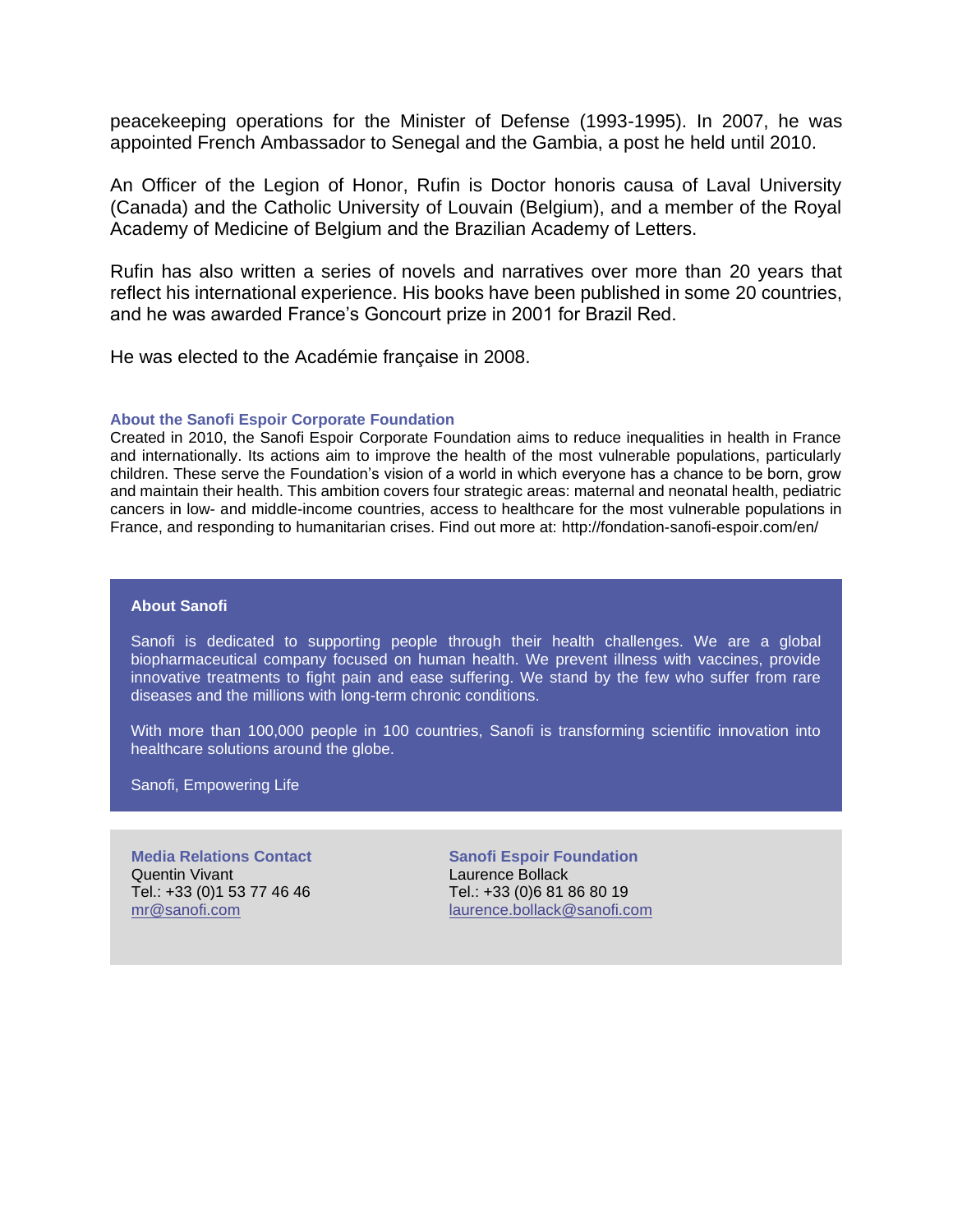peacekeeping operations for the Minister of Defense (1993-1995). In 2007, he was appointed French Ambassador to Senegal and the Gambia, a post he held until 2010.

An Officer of the Legion of Honor, Rufin is Doctor honoris causa of Laval University (Canada) and the Catholic University of Louvain (Belgium), and a member of the Royal Academy of Medicine of Belgium and the Brazilian Academy of Letters.

Rufin has also written a series of novels and narratives over more than 20 years that reflect his international experience. His books have been published in some 20 countries, and he was awarded France's Goncourt prize in 2001 for Brazil Red.

He was elected to the Académie française in 2008.

### About the Sanofi Espoir Corporate Foundation

Created in 2010, the Sanofi Espoir Corporate Foundation aims to reduce inequalities in health in France and internationally. Its actions aim to improve the health of the most vulnerable populations, particularly children. These serve the Foundation's vision of a world in which everyone has a chance to be born, grow and maintain their health. This ambition covers four strategic areas: maternal and neonatal health, pediatric cancers in low- and middle-income countries, access to healthcare for the most vulnerable populations in France, and responding to humanitarian crises. Find out more at: http://fondation-sanofi-espoir.com/en/

### About Sanofi

Sanofi is dedicated to supporting people through their health challenges. We are a global biopharmaceutical company focused on human health. We prevent illness with vaccines, provide innovative treatments to fight pain and ease suffering. We stand by the few who suffer from rare diseases and the millions with long-term chronic conditions.

With more than 100,000 people in 100 countries, Sanofi is transforming scientific innovation into healthcare solutions around the globe.

Sanofi, Empowering Life

**Media Relations Contact**
Quentin Vivant
Tel.: +33 (0)1 53 77 46 46
mr@sanofi.com

**Sanofi Espoir Foundation**
Laurence Bollack
Tel.: +33 (0)6 81 86 80 19
laurence.bollack@sanofi.com